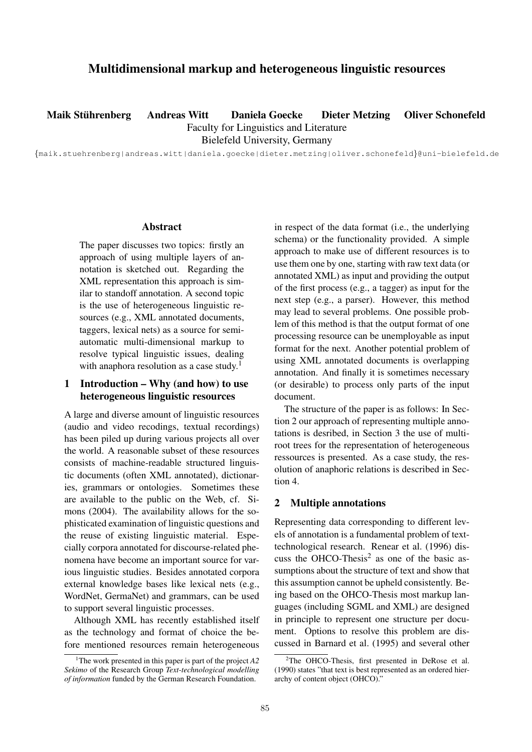# Multidimensional markup and heterogeneous linguistic resources

**Maik Stührenberg  Andreas Witt  Daniela Goecke  Dieter Metzing  Oliver Schonefeld**

Faculty for Linguistics and Literature
Bielefeld University, Germany

{maik.stuehrenberg|andreas.witt|daniela.goecke|dieter.metzing|oliver.schonefeld}@uni-bielefeld.de

## Abstract

The paper discusses two topics: firstly an approach of using multiple layers of annotation is sketched out. Regarding the XML representation this approach is similar to standoff annotation. A second topic is the use of heterogeneous linguistic resources (e.g., XML annotated documents, taggers, lexical nets) as a source for semi-automatic multi-dimensional markup to resolve typical linguistic issues, dealing with anaphora resolution as a case study.[1]

## 1 Introduction – Why (and how) to use heterogeneous linguistic resources

A large and diverse amount of linguistic resources (audio and video recodings, textual recordings) has been piled up during various projects all over the world. A reasonable subset of these resources consists of machine-readable structured linguistic documents (often XML annotated), dictionaries, grammars or ontologies. Sometimes these are available to the public on the Web, cf. Simons (2004). The availability allows for the sophisticated examination of linguistic questions and the reuse of existing linguistic material. Especially corpora annotated for discourse-related phenomena have become an important source for various linguistic studies. Besides annotated corpora external knowledge bases like lexical nets (e.g., WordNet, GermaNet) and grammars, can be used to support several linguistic processes.

Although XML has recently established itself as the technology and format of choice the before mentioned resources remain heterogeneous in respect of the data format (i.e., the underlying schema) or the functionality provided. A simple approach to make use of different resources is to use them one by one, starting with raw text data (or annotated XML) as input and providing the output of the first process (e.g., a tagger) as input for the next step (e.g., a parser). However, this method may lead to several problems. One possible problem of this method is that the output format of one processing resource can be unemployable as input format for the next. Another potential problem of using XML annotated documents is overlapping annotation. And finally it is sometimes necessary (or desirable) to process only parts of the input document.

The structure of the paper is as follows: In Section 2 our approach of representing multiple annotations is desribed, in Section 3 the use of multi-root trees for the representation of heterogeneous ressources is presented. As a case study, the resolution of anaphoric relations is described in Section 4.

## 2 Multiple annotations

Representing data corresponding to different levels of annotation is a fundamental problem of text-technological research. Renear et al. (1996) discuss the OHCO-Thesis[2] as one of the basic assumptions about the structure of text and show that this assumption cannot be upheld consistently. Being based on the OHCO-Thesis most markup languages (including SGML and XML) are designed in principle to represent one structure per document. Options to resolve this problem are discussed in Barnard et al. (1995) and several other

---

[1] The work presented in this paper is part of the project *A2 Sekimo* of the Research Group *Text-technological modelling of information* funded by the German Research Foundation.

[2] The OHCO-Thesis, first presented in DeRose et al. (1990) states "that text is best represented as an ordered hierarchy of content object (OHCO)."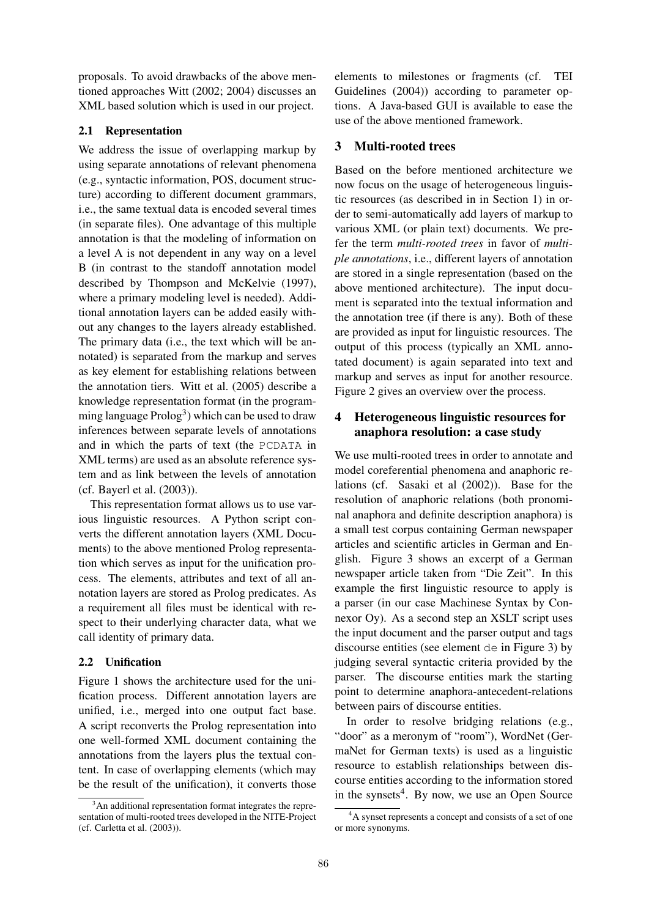proposals. To avoid drawbacks of the above mentioned approaches Witt (2002; 2004) discusses an XML based solution which is used in our project.

### 2.1 Representation

We address the issue of overlapping markup by using separate annotations of relevant phenomena (e.g., syntactic information, POS, document structure) according to different document grammars, i.e., the same textual data is encoded several times (in separate files). One advantage of this multiple annotation is that the modeling of information on a level A is not dependent in any way on a level B (in contrast to the standoff annotation model described by Thompson and McKelvie (1997), where a primary modeling level is needed). Additional annotation layers can be added easily without any changes to the layers already established. The primary data (i.e., the text which will be annotated) is separated from the markup and serves as key element for establishing relations between the annotation tiers. Witt et al. (2005) describe a knowledge representation format (in the programming language Prolog[3]) which can be used to draw inferences between separate levels of annotations and in which the parts of text (the `PCDATA` in XML terms) are used as an absolute reference system and as link between the levels of annotation (cf. Bayerl et al. (2003)).

This representation format allows us to use various linguistic resources. A Python script converts the different annotation layers (XML Documents) to the above mentioned Prolog representation which serves as input for the unification process. The elements, attributes and text of all annotation layers are stored as Prolog predicates. As a requirement all files must be identical with respect to their underlying character data, what we call identity of primary data.

### 2.2 Unification

Figure 1 shows the architecture used for the unification process. Different annotation layers are unified, i.e., merged into one output fact base. A script reconverts the Prolog representation into one well-formed XML document containing the annotations from the layers plus the textual content. In case of overlapping elements (which may be the result of the unification), it converts those elements to milestones or fragments (cf. TEI Guidelines (2004)) according to parameter options. A Java-based GUI is available to ease the use of the above mentioned framework.

[3]An additional representation format integrates the representation of multi-rooted trees developed in the NITE-Project (cf. Carletta et al. (2003)).

## 3 Multi-rooted trees

Based on the before mentioned architecture we now focus on the usage of heterogeneous linguistic resources (as described in in Section 1) in order to semi-automatically add layers of markup to various XML (or plain text) documents. We prefer the term *multi-rooted trees* in favor of *multiple annotations*, i.e., different layers of annotation are stored in a single representation (based on the above mentioned architecture). The input document is separated into the textual information and the annotation tree (if there is any). Both of these are provided as input for linguistic resources. The output of this process (typically an XML annotated document) is again separated into text and markup and serves as input for another resource. Figure 2 gives an overview over the process.

## 4 Heterogeneous linguistic resources for anaphora resolution: a case study

We use multi-rooted trees in order to annotate and model coreferential phenomena and anaphoric relations (cf. Sasaki et al (2002)). Base for the resolution of anaphoric relations (both pronominal anaphora and definite description anaphora) is a small test corpus containing German newspaper articles and scientific articles in German and English. Figure 3 shows an excerpt of a German newspaper article taken from "Die Zeit". In this example the first linguistic resource to apply is a parser (in our case Machinese Syntax by Connexor Oy). As a second step an XSLT script uses the input document and the parser output and tags discourse entities (see element `de` in Figure 3) by judging several syntactic criteria provided by the parser. The discourse entities mark the starting point to determine anaphora-antecedent-relations between pairs of discourse entities.

In order to resolve bridging relations (e.g., "door" as a meronym of "room"), WordNet (GermaNet for German texts) is used as a linguistic resource to establish relationships between discourse entities according to the information stored in the synsets[4]. By now, we use an Open Source

[4]A synset represents a concept and consists of a set of one or more synonyms.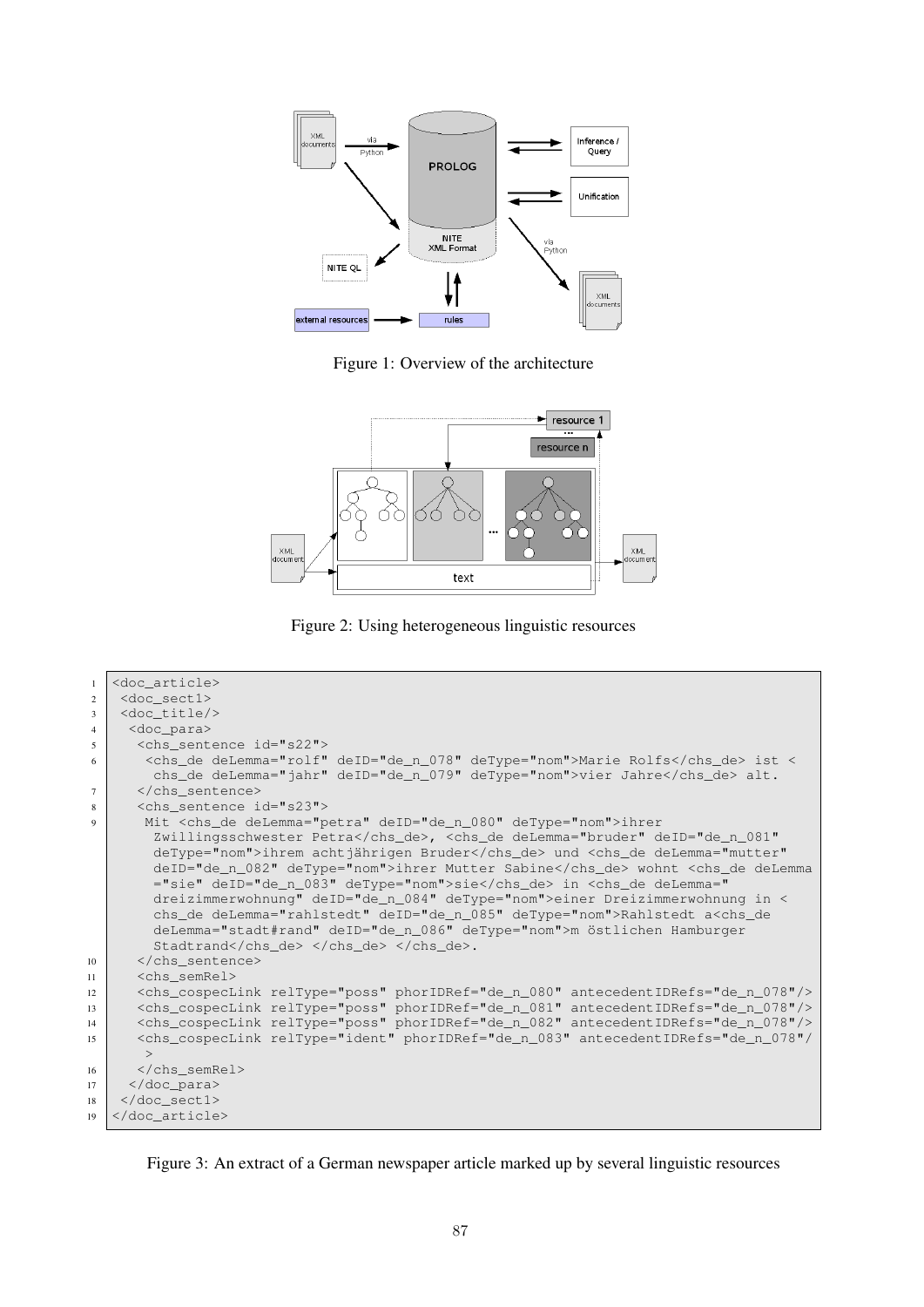XML documents

via Python

PROLOG

NITE XML Format

Inference / Query

Unification

via Python

XML documents

NITE QL

external resources

rules

Figure 1: Overview of the architecture

resource 1

...

resource n

XML document

...

text

XML document

Figure 2: Using heterogeneous linguistic resources

```
<doc_article>
 <doc_sect1>
 <doc_title/>
  <doc_para>
   <chs_sentence id="s22">
    <chs_de deLemma="rolf" deID="de_n_078" deType="nom">Marie Rolfs</chs_de> ist <
      chs_de deLemma="jahr" deID="de_n_079" deType="nom">vier Jahre</chs_de> alt.
   </chs_sentence>
   <chs_sentence id="s23">
    Mit <chs_de deLemma="petra" deID="de_n_080" deType="nom">ihrer
      Zwillingsschwester Petra</chs_de>, <chs_de deLemma="bruder" deID="de_n_081"
      deType="nom">ihrem achtjährigen Bruder</chs_de> und <chs_de deLemma="mutter"
      deID="de_n_082" deType="nom">ihrer Mutter Sabine</chs_de> wohnt <chs_de deLemma
      ="sie" deID="de_n_083" deType="nom">sie</chs_de> in <chs_de deLemma="
      dreizimmerwohnung" deID="de_n_084" deType="nom">einer Dreizimmerwohnung in <
      chs_de deLemma="rahlstedt" deID="de_n_085" deType="nom">Rahlstedt a<chs_de
      deLemma="stadt#rand" deID="de_n_086" deType="nom">m östlichen Hamburger
      Stadtrand</chs_de> </chs_de> </chs_de>.
   </chs_sentence>
   <chs_semRel>
   <chs_cospecLink relType="poss" phorIDRef="de_n_080" antecedentIDRefs="de_n_078"/>
   <chs_cospecLink relType="poss" phorIDRef="de_n_081" antecedentIDRefs="de_n_078"/>
   <chs_cospecLink relType="poss" phorIDRef="de_n_082" antecedentIDRefs="de_n_078"/>
   <chs_cospecLink relType="ident" phorIDRef="de_n_083" antecedentIDRefs="de_n_078"/
     >
   </chs_semRel>
  </doc_para>
 </doc_sect1>
</doc_article>
```

Figure 3: An extract of a German newspaper article marked up by several linguistic resources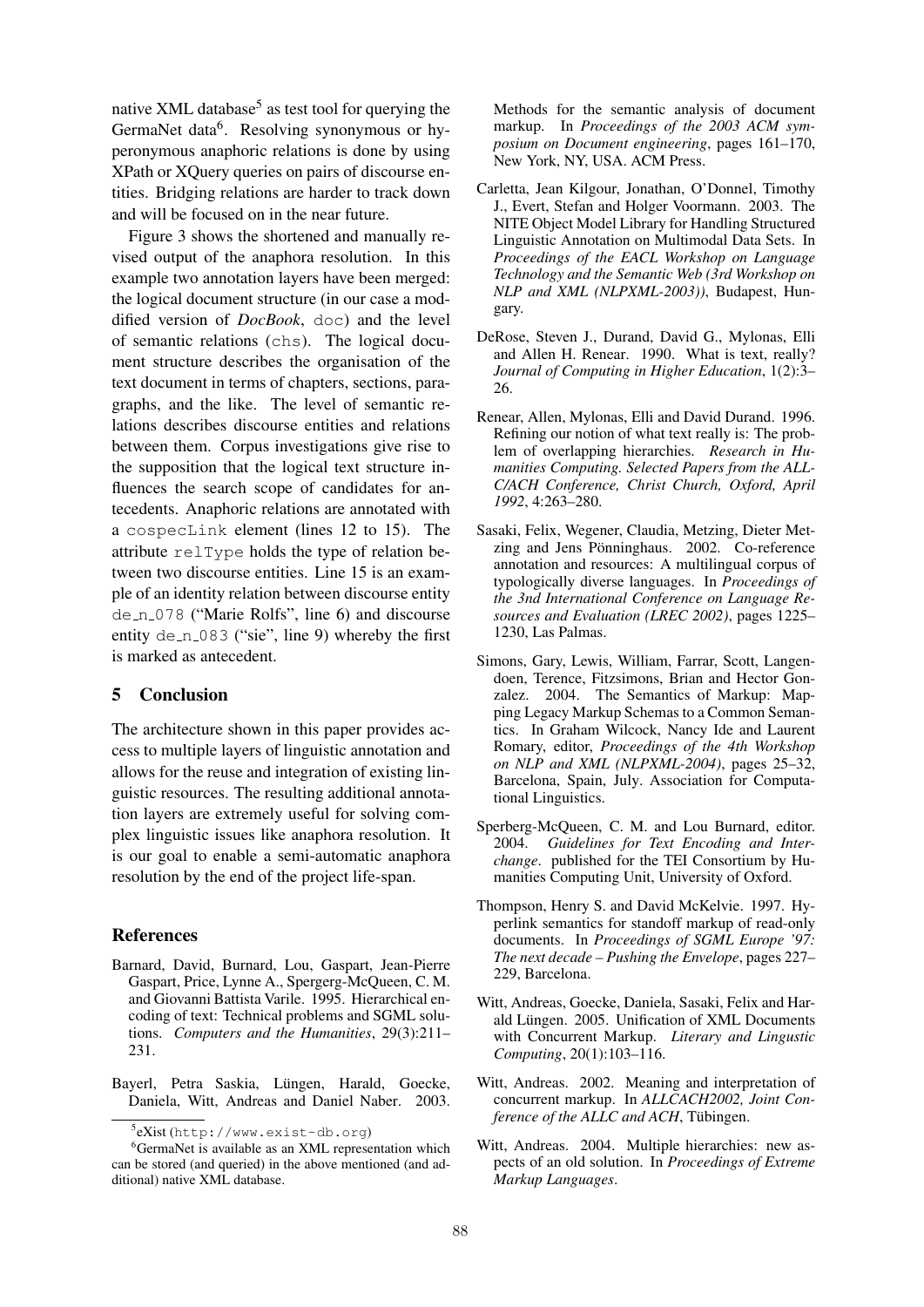native XML database[5] as test tool for querying the GermaNet data[6]. Resolving synonymous or hyperonymous anaphoric relations is done by using XPath or XQuery queries on pairs of discourse entities. Bridging relations are harder to track down and will be focused on in the near future.

Figure 3 shows the shortened and manually revised output of the anaphora resolution. In this example two annotation layers have been merged: the logical document structure (in our case a modified version of *DocBook*, `doc`) and the level of semantic relations (`chs`). The logical document structure describes the organisation of the text document in terms of chapters, sections, paragraphs, and the like. The level of semantic relations describes discourse entities and relations between them. Corpus investigations give rise to the supposition that the logical text structure influences the search scope of candidates for antecedents. Anaphoric relations are annotated with a `cospecLink` element (lines 12 to 15). The attribute `relType` holds the type of relation between two discourse entities. Line 15 is an example of an identity relation between discourse entity `de_n_078` ("Marie Rolfs", line 6) and discourse entity `de_n_083` ("sie", line 9) whereby the first is marked as antecedent.

## 5 Conclusion

The architecture shown in this paper provides access to multiple layers of linguistic annotation and allows for the reuse and integration of existing linguistic resources. The resulting additional annotation layers are extremely useful for solving complex linguistic issues like anaphora resolution. It is our goal to enable a semi-automatic anaphora resolution by the end of the project life-span.

### References

Barnard, David, Burnard, Lou, Gaspart, Jean-Pierre Gaspart, Price, Lynne A., Spergerg-McQueen, C. M. and Giovanni Battista Varile. 1995. Hierarchical encoding of text: Technical problems and SGML solutions. *Computers and the Humanities*, 29(3):211–231.

Bayerl, Petra Saskia, Lüngen, Harald, Goecke, Daniela, Witt, Andreas and Daniel Naber. 2003. Methods for the semantic analysis of document markup. In *Proceedings of the 2003 ACM symposium on Document engineering*, pages 161–170, New York, NY, USA. ACM Press.

Carletta, Jean Kilgour, Jonathan, O'Donnel, Timothy J., Evert, Stefan and Holger Voormann. 2003. The NITE Object Model Library for Handling Structured Linguistic Annotation on Multimodal Data Sets. In *Proceedings of the EACL Workshop on Language Technology and the Semantic Web (3rd Workshop on NLP and XML (NLPXML-2003))*, Budapest, Hungary.

DeRose, Steven J., Durand, David G., Mylonas, Elli and Allen H. Renear. 1990. What is text, really? *Journal of Computing in Higher Education*, 1(2):3–26.

Renear, Allen, Mylonas, Elli and David Durand. 1996. Refining our notion of what text really is: The problem of overlapping hierarchies. *Research in Humanities Computing. Selected Papers from the ALLC/ACH Conference, Christ Church, Oxford, April 1992*, 4:263–280.

Sasaki, Felix, Wegener, Claudia, Metzing, Dieter Metzing and Jens Pönninghaus. 2002. Co-reference annotation and resources: A multilingual corpus of typologically diverse languages. In *Proceedings of the 3nd International Conference on Language Resources and Evaluation (LREC 2002)*, pages 1225–1230, Las Palmas.

Simons, Gary, Lewis, William, Farrar, Scott, Langendoen, Terence, Fitzsimons, Brian and Hector Gonzalez. 2004. The Semantics of Markup: Mapping Legacy Markup Schemas to a Common Semantics. In Graham Wilcock, Nancy Ide and Laurent Romary, editor, *Proceedings of the 4th Workshop on NLP and XML (NLPXML-2004)*, pages 25–32, Barcelona, Spain, July. Association for Computational Linguistics.

Sperberg-McQueen, C. M. and Lou Burnard, editor. 2004. *Guidelines for Text Encoding and Interchange*. published for the TEI Consortium by Humanities Computing Unit, University of Oxford.

Thompson, Henry S. and David McKelvie. 1997. Hyperlink semantics for standoff markup of read-only documents. In *Proceedings of SGML Europe '97: The next decade – Pushing the Envelope*, pages 227–229, Barcelona.

Witt, Andreas, Goecke, Daniela, Sasaki, Felix and Harald Lüngen. 2005. Unification of XML Documents with Concurrent Markup. *Literary and Lingustic Computing*, 20(1):103–116.

Witt, Andreas. 2002. Meaning and interpretation of concurrent markup. In *ALLCACH2002, Joint Conference of the ALLC and ACH*, Tübingen.

Witt, Andreas. 2004. Multiple hierarchies: new aspects of an old solution. In *Proceedings of Extreme Markup Languages*.

[5] eXist (`http://www.exist-db.org`)

[6] GermaNet is available as an XML representation which can be stored (and queried) in the above mentioned (and additional) native XML database.